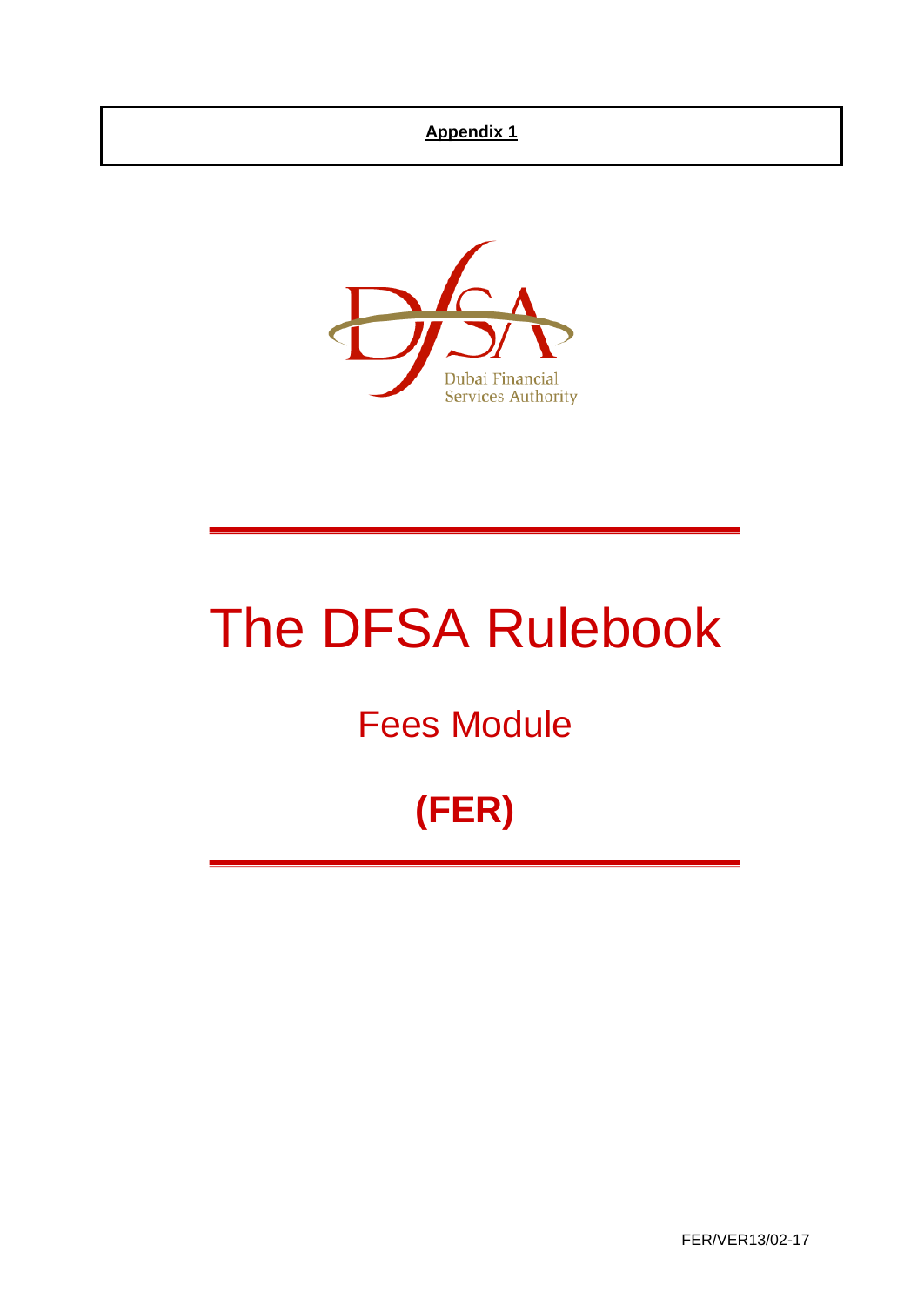**Appendix 1**

Dubai Financial Services Authority

# The DFSA Rulebook

## Fees Module

## (FER)

FER/VER13/02-17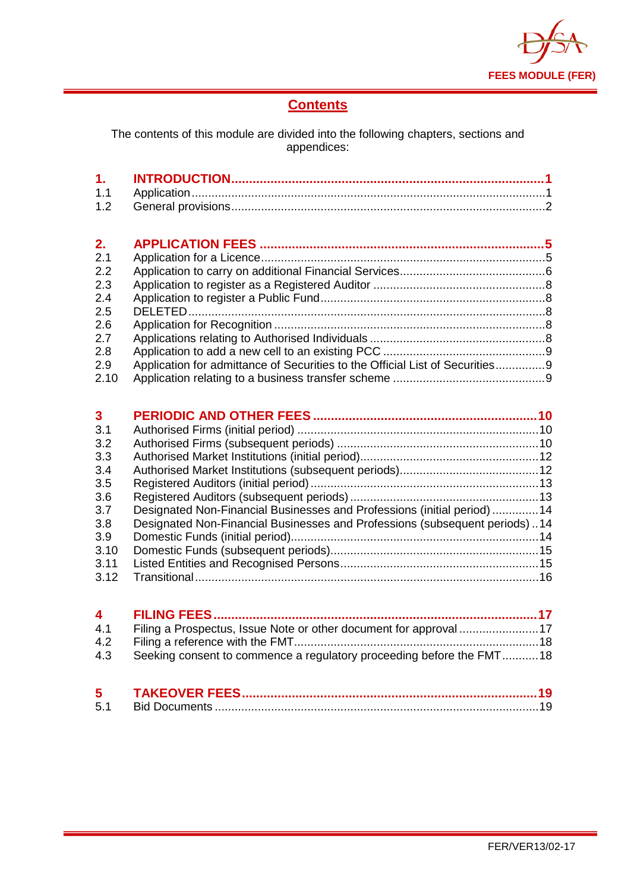# Contents

The contents of this module are divided into the following chapters, sections and appendices:

| | | |
|---|---|---|
| **1.** | **INTRODUCTION** | **1** |
| 1.1 | Application | 1 |
| 1.2 | General provisions | 2 |
| **2.** | **APPLICATION FEES** | **5** |
| 2.1 | Application for a Licence | 5 |
| 2.2 | Application to carry on additional Financial Services | 6 |
| 2.3 | Application to register as a Registered Auditor | 8 |
| 2.4 | Application to register a Public Fund | 8 |
| 2.5 | DELETED | 8 |
| 2.6 | Application for Recognition | 8 |
| 2.7 | Applications relating to Authorised Individuals | 8 |
| 2.8 | Application to add a new cell to an existing PCC | 9 |
| 2.9 | Application for admittance of Securities to the Official List of Securities | 9 |
| 2.10 | Application relating to a business transfer scheme | 9 |
| **3** | **PERIODIC AND OTHER FEES** | **10** |
| 3.1 | Authorised Firms (initial period) | 10 |
| 3.2 | Authorised Firms (subsequent periods) | 10 |
| 3.3 | Authorised Market Institutions (initial period) | 12 |
| 3.4 | Authorised Market Institutions (subsequent periods) | 12 |
| 3.5 | Registered Auditors (initial period) | 13 |
| 3.6 | Registered Auditors (subsequent periods) | 13 |
| 3.7 | Designated Non-Financial Businesses and Professions (initial period) | 14 |
| 3.8 | Designated Non-Financial Businesses and Professions (subsequent periods) | 14 |
| 3.9 | Domestic Funds (initial period) | 14 |
| 3.10 | Domestic Funds (subsequent periods) | 15 |
| 3.11 | Listed Entities and Recognised Persons | 15 |
| 3.12 | Transitional | 16 |
| **4** | **FILING FEES** | **17** |
| 4.1 | Filing a Prospectus, Issue Note or other document for approval | 17 |
| 4.2 | Filing a reference with the FMT | 18 |
| 4.3 | Seeking consent to commence a regulatory proceeding before the FMT | 18 |
| **5** | **TAKEOVER FEES** | **19** |
| 5.1 | Bid Documents | 19 |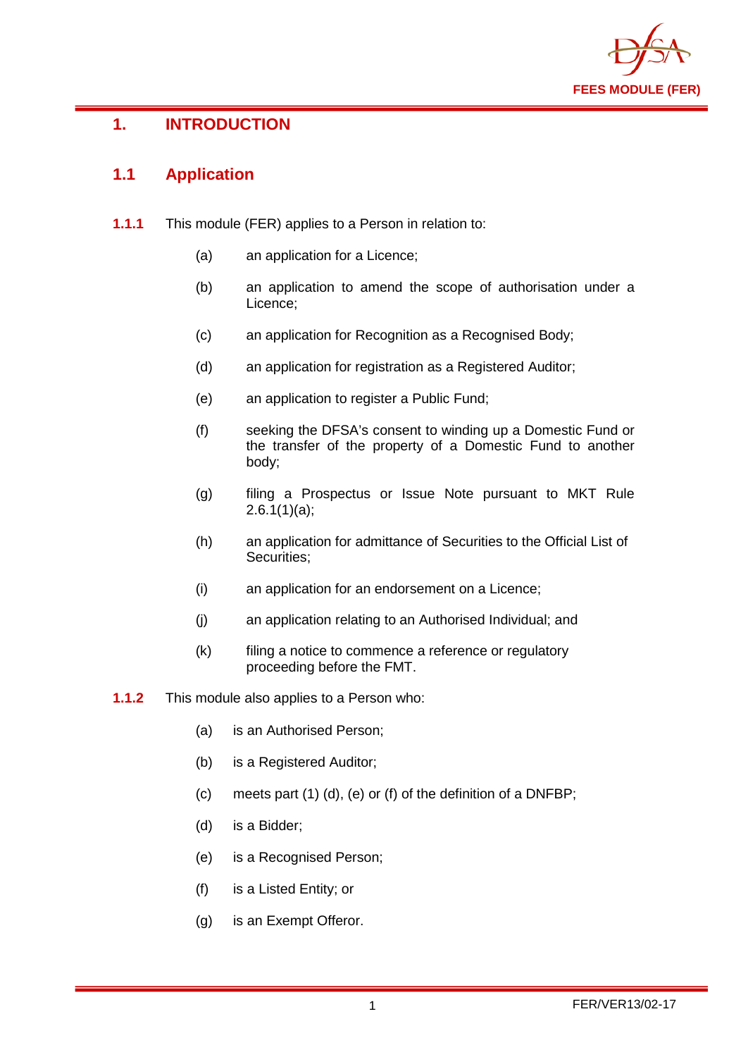# 1. INTRODUCTION

## 1.1 Application

**1.1.1** This module (FER) applies to a Person in relation to:

- (a) an application for a Licence;
- (b) an application to amend the scope of authorisation under a Licence;
- (c) an application for Recognition as a Recognised Body;
- (d) an application for registration as a Registered Auditor;
- (e) an application to register a Public Fund;
- (f) seeking the DFSA's consent to winding up a Domestic Fund or the transfer of the property of a Domestic Fund to another body;
- (g) filing a Prospectus or Issue Note pursuant to MKT Rule 2.6.1(1)(a);
- (h) an application for admittance of Securities to the Official List of Securities;
- (i) an application for an endorsement on a Licence;
- (j) an application relating to an Authorised Individual; and
- (k) filing a notice to commence a reference or regulatory proceeding before the FMT.

**1.1.2** This module also applies to a Person who:

- (a) is an Authorised Person;
- (b) is a Registered Auditor;
- (c) meets part (1) (d), (e) or (f) of the definition of a DNFBP;
- (d) is a Bidder;
- (e) is a Recognised Person;
- (f) is a Listed Entity; or
- (g) is an Exempt Offeror.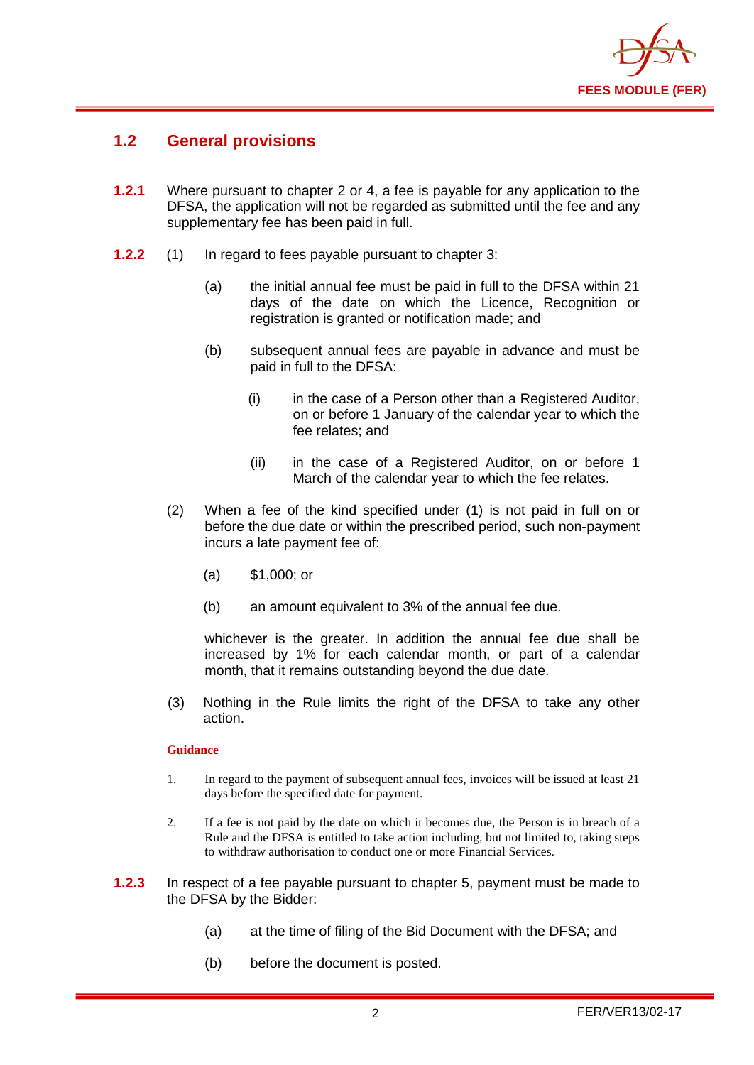## 1.2 General provisions

**1.2.1** Where pursuant to chapter 2 or 4, a fee is payable for any application to the DFSA, the application will not be regarded as submitted until the fee and any supplementary fee has been paid in full.

**1.2.2** (1) In regard to fees payable pursuant to chapter 3:

(a) the initial annual fee must be paid in full to the DFSA within 21 days of the date on which the Licence, Recognition or registration is granted or notification made; and

(b) subsequent annual fees are payable in advance and must be paid in full to the DFSA:

(i) in the case of a Person other than a Registered Auditor, on or before 1 January of the calendar year to which the fee relates; and

(ii) in the case of a Registered Auditor, on or before 1 March of the calendar year to which the fee relates.

(2) When a fee of the kind specified under (1) is not paid in full on or before the due date or within the prescribed period, such non-payment incurs a late payment fee of:

(a) $1,000; or

(b) an amount equivalent to 3% of the annual fee due.

whichever is the greater. In addition the annual fee due shall be increased by 1% for each calendar month, or part of a calendar month, that it remains outstanding beyond the due date.

(3) Nothing in the Rule limits the right of the DFSA to take any other action.

**Guidance**

1. In regard to the payment of subsequent annual fees, invoices will be issued at least 21 days before the specified date for payment.

2. If a fee is not paid by the date on which it becomes due, the Person is in breach of a Rule and the DFSA is entitled to take action including, but not limited to, taking steps to withdraw authorisation to conduct one or more Financial Services.

**1.2.3** In respect of a fee payable pursuant to chapter 5, payment must be made to the DFSA by the Bidder:

(a) at the time of filing of the Bid Document with the DFSA; and

(b) before the document is posted.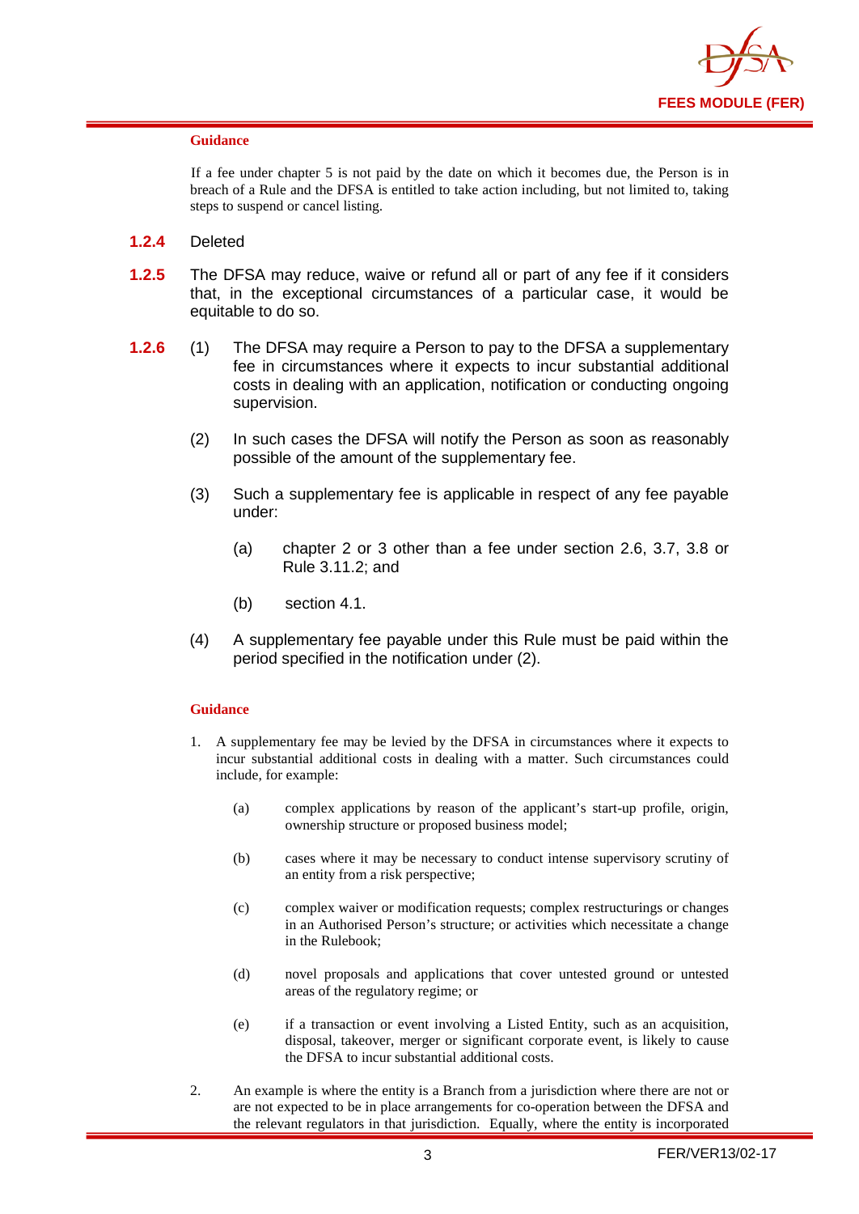**Guidance**

If a fee under chapter 5 is not paid by the date on which it becomes due, the Person is in breach of a Rule and the DFSA is entitled to take action including, but not limited to, taking steps to suspend or cancel listing.

**1.2.4** Deleted

**1.2.5** The DFSA may reduce, waive or refund all or part of any fee if it considers that, in the exceptional circumstances of a particular case, it would be equitable to do so.

**1.2.6** (1) The DFSA may require a Person to pay to the DFSA a supplementary fee in circumstances where it expects to incur substantial additional costs in dealing with an application, notification or conducting ongoing supervision.

(2) In such cases the DFSA will notify the Person as soon as reasonably possible of the amount of the supplementary fee.

(3) Such a supplementary fee is applicable in respect of any fee payable under:

(a) chapter 2 or 3 other than a fee under section 2.6, 3.7, 3.8 or Rule 3.11.2; and

(b) section 4.1.

(4) A supplementary fee payable under this Rule must be paid within the period specified in the notification under (2).

**Guidance**

1. A supplementary fee may be levied by the DFSA in circumstances where it expects to incur substantial additional costs in dealing with a matter. Such circumstances could include, for example:

   (a) complex applications by reason of the applicant's start-up profile, origin, ownership structure or proposed business model;

   (b) cases where it may be necessary to conduct intense supervisory scrutiny of an entity from a risk perspective;

   (c) complex waiver or modification requests; complex restructurings or changes in an Authorised Person's structure; or activities which necessitate a change in the Rulebook;

   (d) novel proposals and applications that cover untested ground or untested areas of the regulatory regime; or

   (e) if a transaction or event involving a Listed Entity, such as an acquisition, disposal, takeover, merger or significant corporate event, is likely to cause the DFSA to incur substantial additional costs.

2. An example is where the entity is a Branch from a jurisdiction where there are not or are not expected to be in place arrangements for co-operation between the DFSA and the relevant regulators in that jurisdiction. Equally, where the entity is incorporated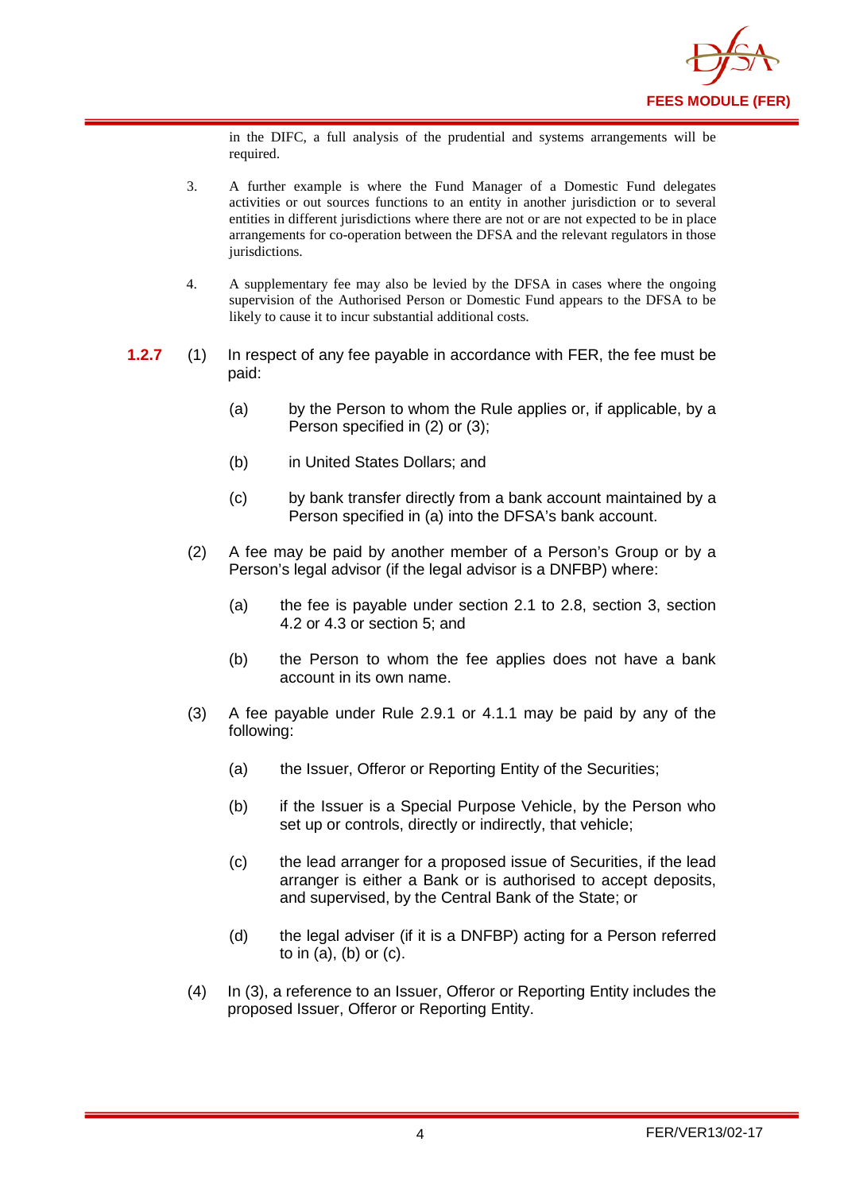in the DIFC, a full analysis of the prudential and systems arrangements will be required.

3. A further example is where the Fund Manager of a Domestic Fund delegates activities or out sources functions to an entity in another jurisdiction or to several entities in different jurisdictions where there are not or are not expected to be in place arrangements for co-operation between the DFSA and the relevant regulators in those jurisdictions.

4. A supplementary fee may also be levied by the DFSA in cases where the ongoing supervision of the Authorised Person or Domestic Fund appears to the DFSA to be likely to cause it to incur substantial additional costs.

**1.2.7** (1) In respect of any fee payable in accordance with FER, the fee must be paid:

(a) by the Person to whom the Rule applies or, if applicable, by a Person specified in (2) or (3);

(b) in United States Dollars; and

(c) by bank transfer directly from a bank account maintained by a Person specified in (a) into the DFSA's bank account.

(2) A fee may be paid by another member of a Person's Group or by a Person's legal advisor (if the legal advisor is a DNFBP) where:

(a) the fee is payable under section 2.1 to 2.8, section 3, section 4.2 or 4.3 or section 5; and

(b) the Person to whom the fee applies does not have a bank account in its own name.

(3) A fee payable under Rule 2.9.1 or 4.1.1 may be paid by any of the following:

(a) the Issuer, Offeror or Reporting Entity of the Securities;

(b) if the Issuer is a Special Purpose Vehicle, by the Person who set up or controls, directly or indirectly, that vehicle;

(c) the lead arranger for a proposed issue of Securities, if the lead arranger is either a Bank or is authorised to accept deposits, and supervised, by the Central Bank of the State; or

(d) the legal adviser (if it is a DNFBP) acting for a Person referred to in (a), (b) or (c).

(4) In (3), a reference to an Issuer, Offeror or Reporting Entity includes the proposed Issuer, Offeror or Reporting Entity.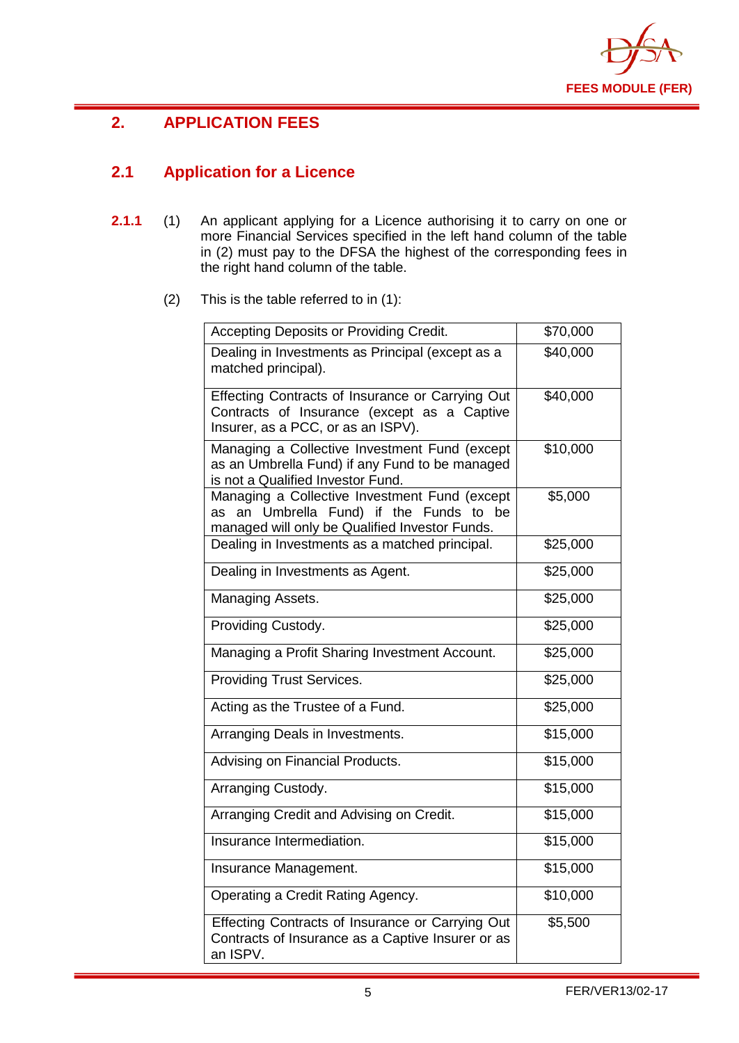## 2. APPLICATION FEES

### 2.1 Application for a Licence

**2.1.1** (1) An applicant applying for a Licence authorising it to carry on one or more Financial Services specified in the left hand column of the table in (2) must pay to the DFSA the highest of the corresponding fees in the right hand column of the table.

(2) This is the table referred to in (1):

| | |
|---|---|
| Accepting Deposits or Providing Credit. | $70,000 |
| Dealing in Investments as Principal (except as a matched principal). | $40,000 |
| Effecting Contracts of Insurance or Carrying Out Contracts of Insurance (except as a Captive Insurer, as a PCC, or as an ISPV). | $40,000 |
| Managing a Collective Investment Fund (except as an Umbrella Fund) if any Fund to be managed is not a Qualified Investor Fund. | $10,000 |
| Managing a Collective Investment Fund (except as an Umbrella Fund) if the Funds to be managed will only be Qualified Investor Funds. | $5,000 |
| Dealing in Investments as a matched principal. | $25,000 |
| Dealing in Investments as Agent. | $25,000 |
| Managing Assets. | $25,000 |
| Providing Custody. | $25,000 |
| Managing a Profit Sharing Investment Account. | $25,000 |
| Providing Trust Services. | $25,000 |
| Acting as the Trustee of a Fund. | $25,000 |
| Arranging Deals in Investments. | $15,000 |
| Advising on Financial Products. | $15,000 |
| Arranging Custody. | $15,000 |
| Arranging Credit and Advising on Credit. | $15,000 |
| Insurance Intermediation. | $15,000 |
| Insurance Management. | $15,000 |
| Operating a Credit Rating Agency. | $10,000 |
| Effecting Contracts of Insurance or Carrying Out Contracts of Insurance as a Captive Insurer or as an ISPV. | $5,500 |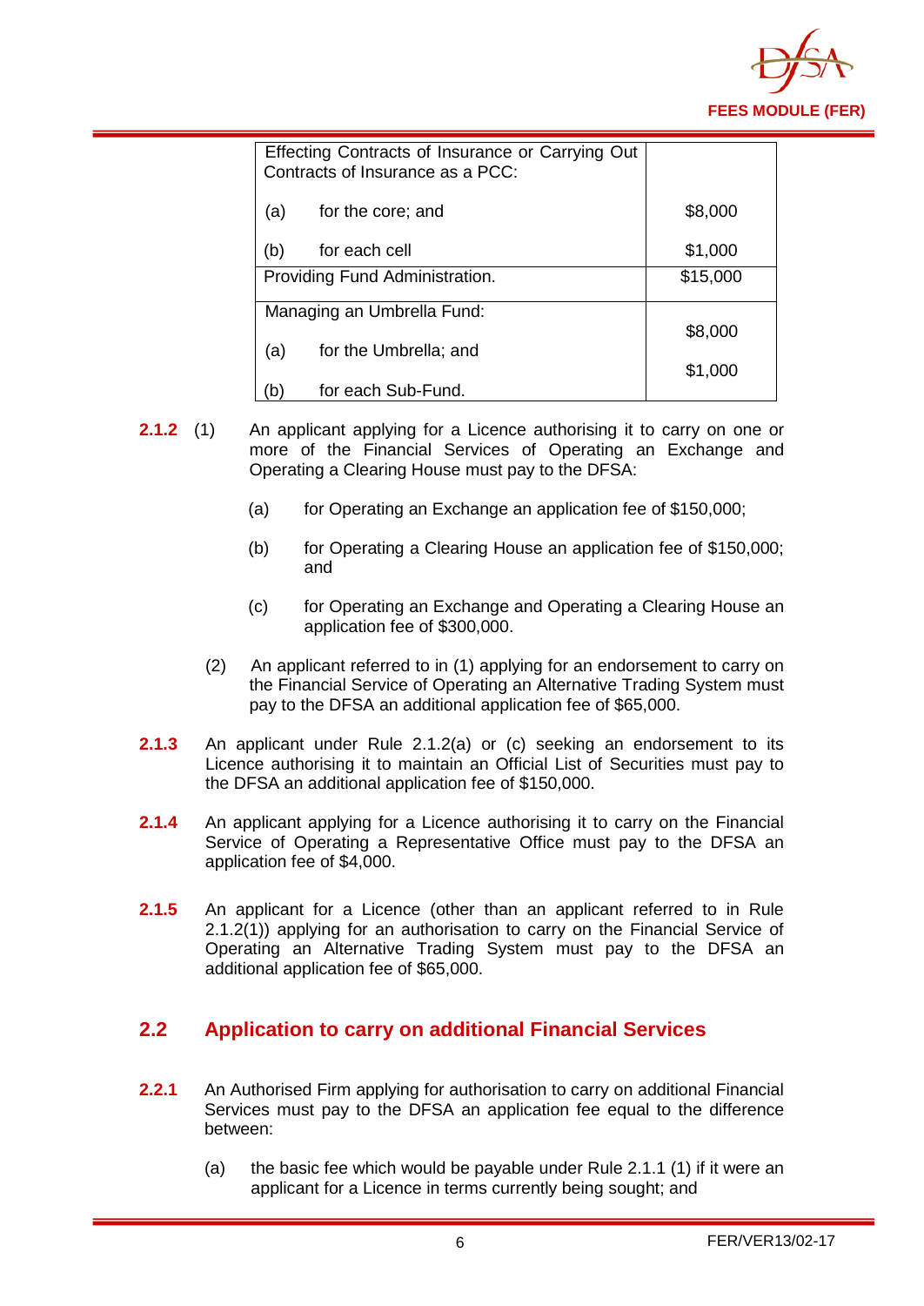| | |
|---|---|
| Effecting Contracts of Insurance or Carrying Out Contracts of Insurance as a PCC:<br><br>(a) for the core; and<br><br>(b) for each cell | <br><br>$8,000<br><br>$1,000 |
| Providing Fund Administration. | $15,000 |
| Managing an Umbrella Fund:<br><br>(a) for the Umbrella; and<br><br>(b) for each Sub-Fund. | <br>$8,000<br><br>$1,000 |

**2.1.2** (1) An applicant applying for a Licence authorising it to carry on one or more of the Financial Services of Operating an Exchange and Operating a Clearing House must pay to the DFSA:

(a) for Operating an Exchange an application fee of $150,000;

(b) for Operating a Clearing House an application fee of $150,000; and

(c) for Operating an Exchange and Operating a Clearing House an application fee of $300,000.

(2) An applicant referred to in (1) applying for an endorsement to carry on the Financial Service of Operating an Alternative Trading System must pay to the DFSA an additional application fee of $65,000.

**2.1.3** An applicant under Rule 2.1.2(a) or (c) seeking an endorsement to its Licence authorising it to maintain an Official List of Securities must pay to the DFSA an additional application fee of $150,000.

**2.1.4** An applicant applying for a Licence authorising it to carry on the Financial Service of Operating a Representative Office must pay to the DFSA an application fee of $4,000.

**2.1.5** An applicant for a Licence (other than an applicant referred to in Rule 2.1.2(1)) applying for an authorisation to carry on the Financial Service of Operating an Alternative Trading System must pay to the DFSA an additional application fee of $65,000.

## 2.2 Application to carry on additional Financial Services

**2.2.1** An Authorised Firm applying for authorisation to carry on additional Financial Services must pay to the DFSA an application fee equal to the difference between:

(a) the basic fee which would be payable under Rule 2.1.1 (1) if it were an applicant for a Licence in terms currently being sought; and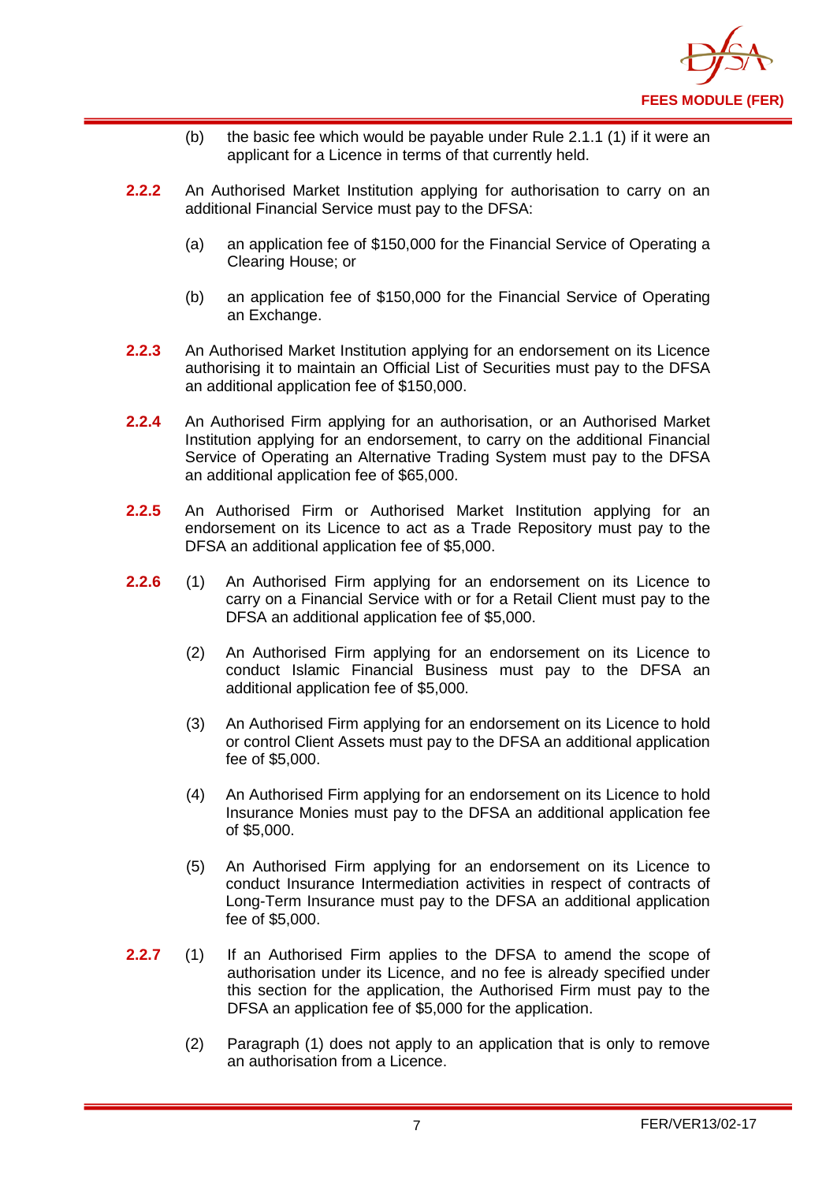(b) the basic fee which would be payable under Rule 2.1.1 (1) if it were an applicant for a Licence in terms of that currently held.

**2.2.2** An Authorised Market Institution applying for authorisation to carry on an additional Financial Service must pay to the DFSA:

(a) an application fee of $150,000 for the Financial Service of Operating a Clearing House; or

(b) an application fee of $150,000 for the Financial Service of Operating an Exchange.

**2.2.3** An Authorised Market Institution applying for an endorsement on its Licence authorising it to maintain an Official List of Securities must pay to the DFSA an additional application fee of $150,000.

**2.2.4** An Authorised Firm applying for an authorisation, or an Authorised Market Institution applying for an endorsement, to carry on the additional Financial Service of Operating an Alternative Trading System must pay to the DFSA an additional application fee of $65,000.

**2.2.5** An Authorised Firm or Authorised Market Institution applying for an endorsement on its Licence to act as a Trade Repository must pay to the DFSA an additional application fee of $5,000.

**2.2.6** (1) An Authorised Firm applying for an endorsement on its Licence to carry on a Financial Service with or for a Retail Client must pay to the DFSA an additional application fee of $5,000.

(2) An Authorised Firm applying for an endorsement on its Licence to conduct Islamic Financial Business must pay to the DFSA an additional application fee of $5,000.

(3) An Authorised Firm applying for an endorsement on its Licence to hold or control Client Assets must pay to the DFSA an additional application fee of $5,000.

(4) An Authorised Firm applying for an endorsement on its Licence to hold Insurance Monies must pay to the DFSA an additional application fee of $5,000.

(5) An Authorised Firm applying for an endorsement on its Licence to conduct Insurance Intermediation activities in respect of contracts of Long-Term Insurance must pay to the DFSA an additional application fee of $5,000.

**2.2.7** (1) If an Authorised Firm applies to the DFSA to amend the scope of authorisation under its Licence, and no fee is already specified under this section for the application, the Authorised Firm must pay to the DFSA an application fee of $5,000 for the application.

(2) Paragraph (1) does not apply to an application that is only to remove an authorisation from a Licence.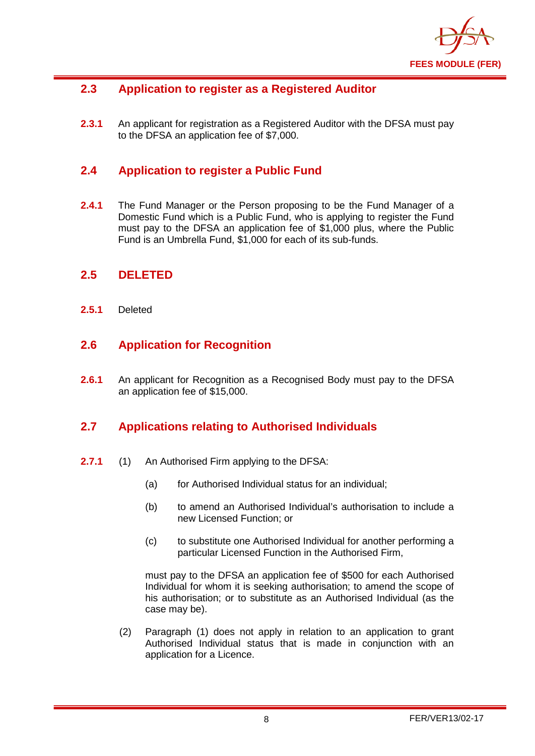## 2.3 Application to register as a Registered Auditor

**2.3.1** An applicant for registration as a Registered Auditor with the DFSA must pay to the DFSA an application fee of $7,000.

## 2.4 Application to register a Public Fund

**2.4.1** The Fund Manager or the Person proposing to be the Fund Manager of a Domestic Fund which is a Public Fund, who is applying to register the Fund must pay to the DFSA an application fee of $1,000 plus, where the Public Fund is an Umbrella Fund, $1,000 for each of its sub-funds.

## 2.5 DELETED

**2.5.1** Deleted

## 2.6 Application for Recognition

**2.6.1** An applicant for Recognition as a Recognised Body must pay to the DFSA an application fee of $15,000.

## 2.7 Applications relating to Authorised Individuals

**2.7.1** (1) An Authorised Firm applying to the DFSA:

(a) for Authorised Individual status for an individual;

(b) to amend an Authorised Individual's authorisation to include a new Licensed Function; or

(c) to substitute one Authorised Individual for another performing a particular Licensed Function in the Authorised Firm,

must pay to the DFSA an application fee of $500 for each Authorised Individual for whom it is seeking authorisation; to amend the scope of his authorisation; or to substitute as an Authorised Individual (as the case may be).

(2) Paragraph (1) does not apply in relation to an application to grant Authorised Individual status that is made in conjunction with an application for a Licence.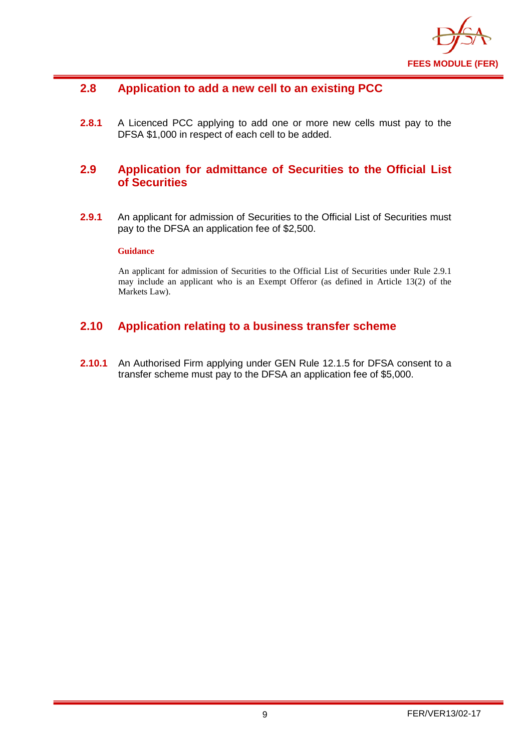## 2.8 Application to add a new cell to an existing PCC

**2.8.1** A Licenced PCC applying to add one or more new cells must pay to the DFSA $1,000 in respect of each cell to be added.

## 2.9 Application for admittance of Securities to the Official List of Securities

**2.9.1** An applicant for admission of Securities to the Official List of Securities must pay to the DFSA an application fee of $2,500.

**Guidance**

An applicant for admission of Securities to the Official List of Securities under Rule 2.9.1 may include an applicant who is an Exempt Offeror (as defined in Article 13(2) of the Markets Law).

## 2.10 Application relating to a business transfer scheme

**2.10.1** An Authorised Firm applying under GEN Rule 12.1.5 for DFSA consent to a transfer scheme must pay to the DFSA an application fee of $5,000.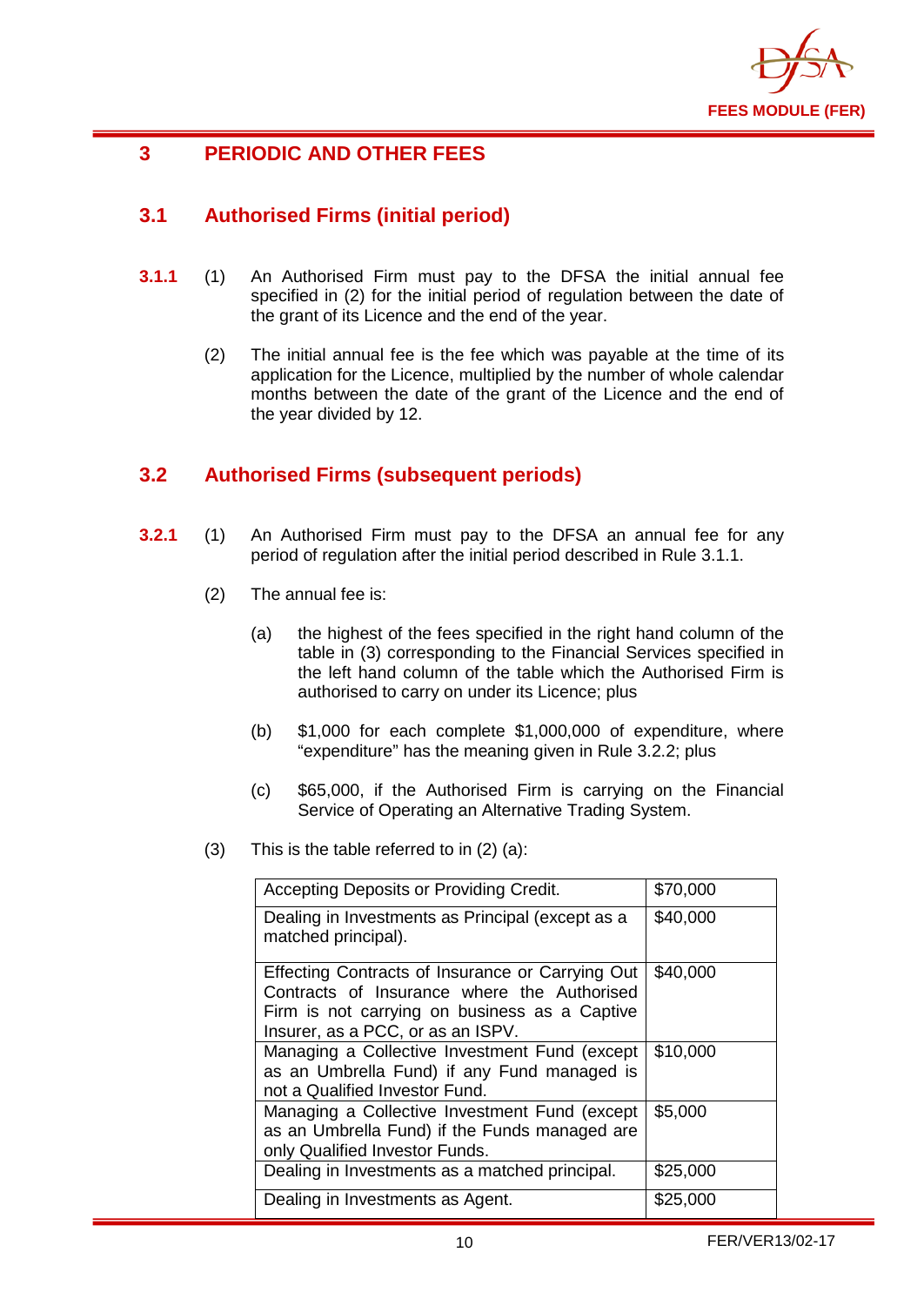# 3 PERIODIC AND OTHER FEES

## 3.1 Authorised Firms (initial period)

**3.1.1** (1) An Authorised Firm must pay to the DFSA the initial annual fee specified in (2) for the initial period of regulation between the date of the grant of its Licence and the end of the year.

(2) The initial annual fee is the fee which was payable at the time of its application for the Licence, multiplied by the number of whole calendar months between the date of the grant of the Licence and the end of the year divided by 12.

## 3.2 Authorised Firms (subsequent periods)

**3.2.1** (1) An Authorised Firm must pay to the DFSA an annual fee for any period of regulation after the initial period described in Rule 3.1.1.

(2) The annual fee is:

(a) the highest of the fees specified in the right hand column of the table in (3) corresponding to the Financial Services specified in the left hand column of the table which the Authorised Firm is authorised to carry on under its Licence; plus

(b) $1,000 for each complete $1,000,000 of expenditure, where "expenditure" has the meaning given in Rule 3.2.2; plus

(c) $65,000, if the Authorised Firm is carrying on the Financial Service of Operating an Alternative Trading System.

(3) This is the table referred to in (2) (a):

| | |
|---|---|
| Accepting Deposits or Providing Credit. | $70,000 |
| Dealing in Investments as Principal (except as a matched principal). | $40,000 |
| Effecting Contracts of Insurance or Carrying Out Contracts of Insurance where the Authorised Firm is not carrying on business as a Captive Insurer, as a PCC, or as an ISPV. | $40,000 |
| Managing a Collective Investment Fund (except as an Umbrella Fund) if any Fund managed is not a Qualified Investor Fund. | $10,000 |
| Managing a Collective Investment Fund (except as an Umbrella Fund) if the Funds managed are only Qualified Investor Funds. | $5,000 |
| Dealing in Investments as a matched principal. | $25,000 |
| Dealing in Investments as Agent. | $25,000 |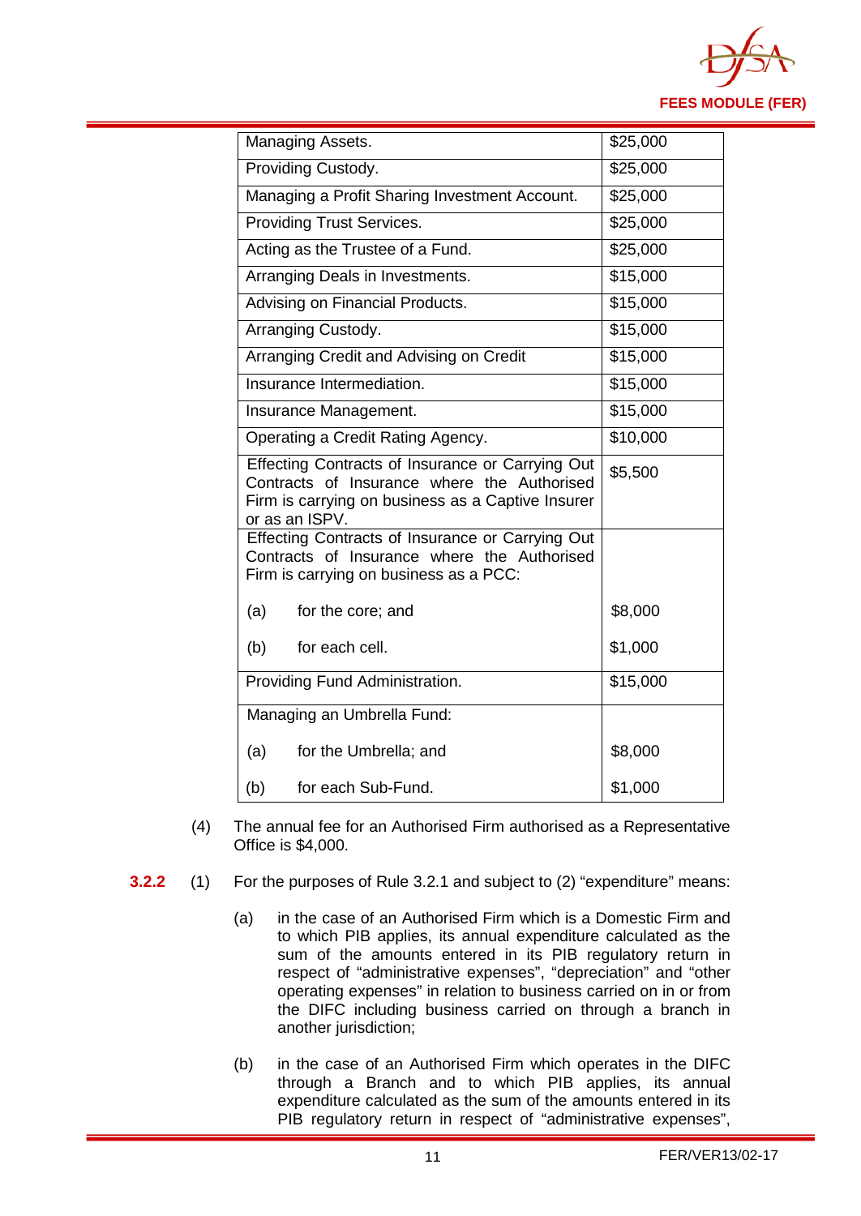| | |
|---|---|
| Managing Assets. | $25,000 |
| Providing Custody. | $25,000 |
| Managing a Profit Sharing Investment Account. | $25,000 |
| Providing Trust Services. | $25,000 |
| Acting as the Trustee of a Fund. | $25,000 |
| Arranging Deals in Investments. | $15,000 |
| Advising on Financial Products. | $15,000 |
| Arranging Custody. | $15,000 |
| Arranging Credit and Advising on Credit | $15,000 |
| Insurance Intermediation. | $15,000 |
| Insurance Management. | $15,000 |
| Operating a Credit Rating Agency. | $10,000 |
| Effecting Contracts of Insurance or Carrying Out Contracts of Insurance where the Authorised Firm is carrying on business as a Captive Insurer or as an ISPV. | $5,500 |
| Effecting Contracts of Insurance or Carrying Out Contracts of Insurance where the Authorised Firm is carrying on business as a PCC: | |
| (a) for the core; and | $8,000 |
| (b) for each cell. | $1,000 |
| Providing Fund Administration. | $15,000 |
| Managing an Umbrella Fund: | |
| (a) for the Umbrella; and | $8,000 |
| (b) for each Sub-Fund. | $1,000 |

(4) The annual fee for an Authorised Firm authorised as a Representative Office is $4,000.

**3.2.2** (1) For the purposes of Rule 3.2.1 and subject to (2) "expenditure" means:

(a) in the case of an Authorised Firm which is a Domestic Firm and to which PIB applies, its annual expenditure calculated as the sum of the amounts entered in its PIB regulatory return in respect of "administrative expenses", "depreciation" and "other operating expenses" in relation to business carried on in or from the DIFC including business carried on through a branch in another jurisdiction;

(b) in the case of an Authorised Firm which operates in the DIFC through a Branch and to which PIB applies, its annual expenditure calculated as the sum of the amounts entered in its PIB regulatory return in respect of "administrative expenses",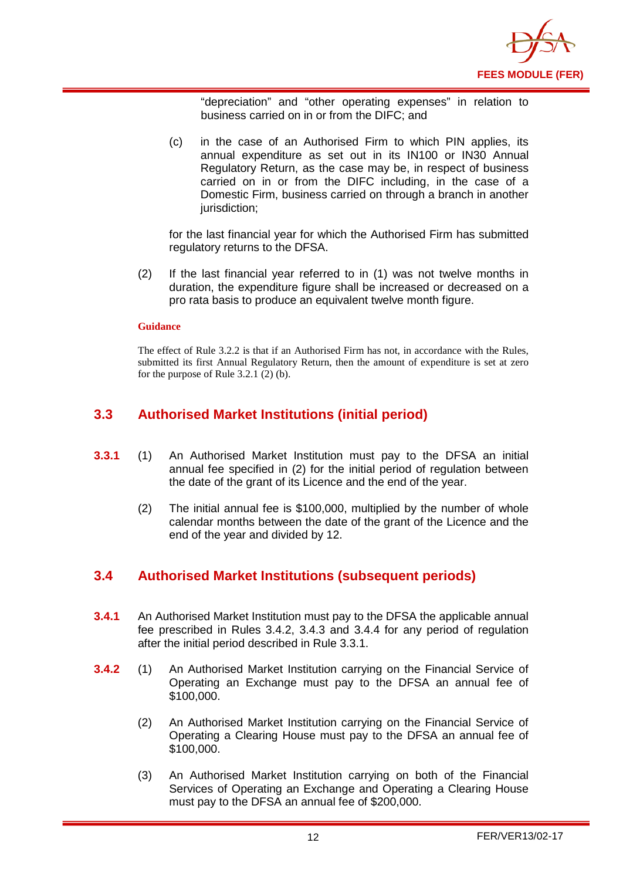"depreciation" and "other operating expenses" in relation to business carried on in or from the DIFC; and

(c) in the case of an Authorised Firm to which PIN applies, its annual expenditure as set out in its IN100 or IN30 Annual Regulatory Return, as the case may be, in respect of business carried on in or from the DIFC including, in the case of a Domestic Firm, business carried on through a branch in another jurisdiction;

for the last financial year for which the Authorised Firm has submitted regulatory returns to the DFSA.

(2) If the last financial year referred to in (1) was not twelve months in duration, the expenditure figure shall be increased or decreased on a pro rata basis to produce an equivalent twelve month figure.

**Guidance**

The effect of Rule 3.2.2 is that if an Authorised Firm has not, in accordance with the Rules, submitted its first Annual Regulatory Return, then the amount of expenditure is set at zero for the purpose of Rule 3.2.1 (2) (b).

## 3.3 Authorised Market Institutions (initial period)

**3.3.1** (1) An Authorised Market Institution must pay to the DFSA an initial annual fee specified in (2) for the initial period of regulation between the date of the grant of its Licence and the end of the year.

(2) The initial annual fee is $100,000, multiplied by the number of whole calendar months between the date of the grant of the Licence and the end of the year and divided by 12.

## 3.4 Authorised Market Institutions (subsequent periods)

**3.4.1** An Authorised Market Institution must pay to the DFSA the applicable annual fee prescribed in Rules 3.4.2, 3.4.3 and 3.4.4 for any period of regulation after the initial period described in Rule 3.3.1.

**3.4.2** (1) An Authorised Market Institution carrying on the Financial Service of Operating an Exchange must pay to the DFSA an annual fee of $100,000.

(2) An Authorised Market Institution carrying on the Financial Service of Operating a Clearing House must pay to the DFSA an annual fee of $100,000.

(3) An Authorised Market Institution carrying on both of the Financial Services of Operating an Exchange and Operating a Clearing House must pay to the DFSA an annual fee of $200,000.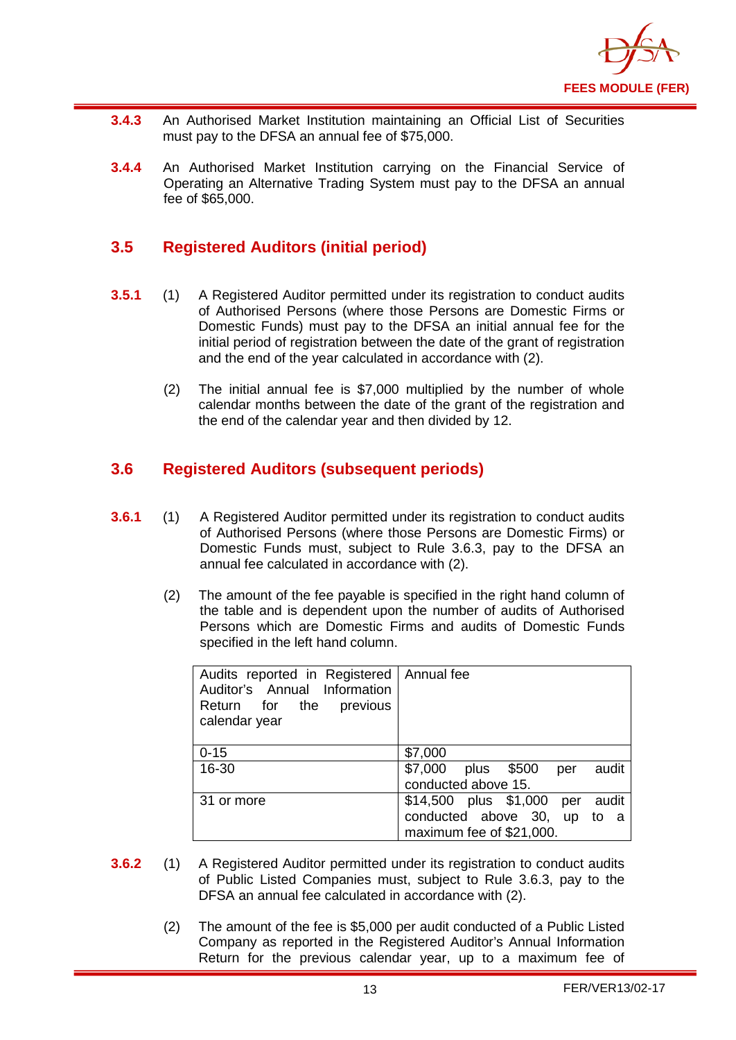**3.4.3** An Authorised Market Institution maintaining an Official List of Securities must pay to the DFSA an annual fee of $75,000.

**3.4.4** An Authorised Market Institution carrying on the Financial Service of Operating an Alternative Trading System must pay to the DFSA an annual fee of $65,000.

## 3.5 Registered Auditors (initial period)

**3.5.1** (1) A Registered Auditor permitted under its registration to conduct audits of Authorised Persons (where those Persons are Domestic Firms or Domestic Funds) must pay to the DFSA an initial annual fee for the initial period of registration between the date of the grant of registration and the end of the year calculated in accordance with (2).

(2) The initial annual fee is $7,000 multiplied by the number of whole calendar months between the date of the grant of the registration and the end of the calendar year and then divided by 12.

## 3.6 Registered Auditors (subsequent periods)

**3.6.1** (1) A Registered Auditor permitted under its registration to conduct audits of Authorised Persons (where those Persons are Domestic Firms) or Domestic Funds must, subject to Rule 3.6.3, pay to the DFSA an annual fee calculated in accordance with (2).

(2) The amount of the fee payable is specified in the right hand column of the table and is dependent upon the number of audits of Authorised Persons which are Domestic Firms and audits of Domestic Funds specified in the left hand column.

| Audits reported in Registered Auditor's Annual Information Return for the previous calendar year | Annual fee |
|---|---|
| 0-15 | $7,000 |
| 16-30 | $7,000 plus $500 per audit conducted above 15. |
| 31 or more | $14,500 plus $1,000 per audit conducted above 30, up to a maximum fee of $21,000. |

**3.6.2** (1) A Registered Auditor permitted under its registration to conduct audits of Public Listed Companies must, subject to Rule 3.6.3, pay to the DFSA an annual fee calculated in accordance with (2).

(2) The amount of the fee is $5,000 per audit conducted of a Public Listed Company as reported in the Registered Auditor's Annual Information Return for the previous calendar year, up to a maximum fee of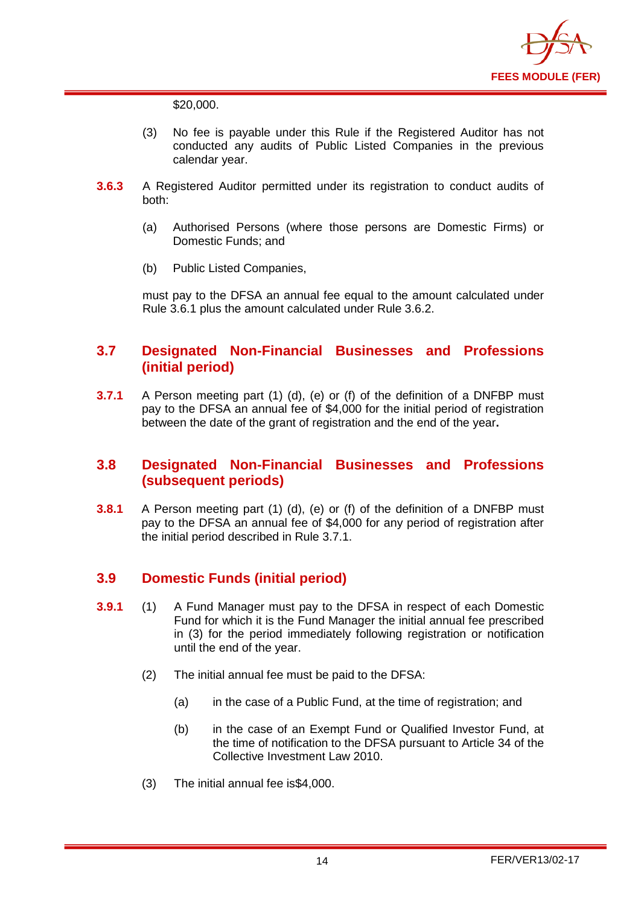$20,000.

(3) No fee is payable under this Rule if the Registered Auditor has not conducted any audits of Public Listed Companies in the previous calendar year.

**3.6.3** A Registered Auditor permitted under its registration to conduct audits of both:

(a) Authorised Persons (where those persons are Domestic Firms) or Domestic Funds; and

(b) Public Listed Companies,

must pay to the DFSA an annual fee equal to the amount calculated under Rule 3.6.1 plus the amount calculated under Rule 3.6.2.

## 3.7 Designated Non-Financial Businesses and Professions (initial period)

**3.7.1** A Person meeting part (1) (d), (e) or (f) of the definition of a DNFBP must pay to the DFSA an annual fee of $4,000 for the initial period of registration between the date of the grant of registration and the end of the year**.**

## 3.8 Designated Non-Financial Businesses and Professions (subsequent periods)

**3.8.1** A Person meeting part (1) (d), (e) or (f) of the definition of a DNFBP must pay to the DFSA an annual fee of $4,000 for any period of registration after the initial period described in Rule 3.7.1.

## 3.9 Domestic Funds (initial period)

**3.9.1** (1) A Fund Manager must pay to the DFSA in respect of each Domestic Fund for which it is the Fund Manager the initial annual fee prescribed in (3) for the period immediately following registration or notification until the end of the year.

(2) The initial annual fee must be paid to the DFSA:

(a) in the case of a Public Fund, at the time of registration; and

(b) in the case of an Exempt Fund or Qualified Investor Fund, at the time of notification to the DFSA pursuant to Article 34 of the Collective Investment Law 2010.

(3) The initial annual fee is$4,000.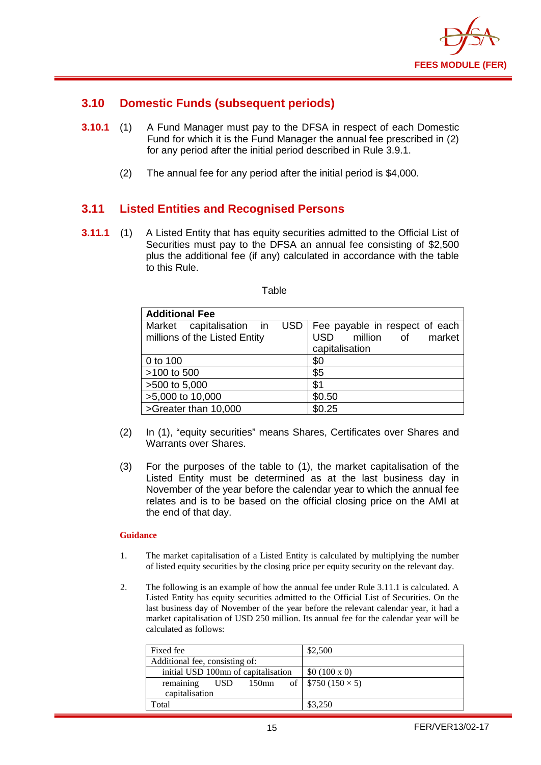## 3.10 Domestic Funds (subsequent periods)

**3.10.1** (1) A Fund Manager must pay to the DFSA in respect of each Domestic Fund for which it is the Fund Manager the annual fee prescribed in (2) for any period after the initial period described in Rule 3.9.1.

(2) The annual fee for any period after the initial period is $4,000.

## 3.11 Listed Entities and Recognised Persons

**3.11.1** (1) A Listed Entity that has equity securities admitted to the Official List of Securities must pay to the DFSA an annual fee consisting of $2,500 plus the additional fee (if any) calculated in accordance with the table to this Rule.

Table

| **Additional Fee** | |
|---|---|
| Market capitalisation in USD millions of the Listed Entity | Fee payable in respect of each USD million of market capitalisation |
| 0 to 100 | $0 |
| >100 to 500 | $5 |
| >500 to 5,000 | $1 |
| >5,000 to 10,000 | $0.50 |
| >Greater than 10,000 | $0.25 |

(2) In (1), "equity securities" means Shares, Certificates over Shares and Warrants over Shares.

(3) For the purposes of the table to (1), the market capitalisation of the Listed Entity must be determined as at the last business day in November of the year before the calendar year to which the annual fee relates and is to be based on the official closing price on the AMI at the end of that day.

**Guidance**

1. The market capitalisation of a Listed Entity is calculated by multiplying the number of listed equity securities by the closing price per equity security on the relevant day.

2. The following is an example of how the annual fee under Rule 3.11.1 is calculated. A Listed Entity has equity securities admitted to the Official List of Securities. On the last business day of November of the year before the relevant calendar year, it had a market capitalisation of USD 250 million. Its annual fee for the calendar year will be calculated as follows:

| Fixed fee | $2,500 |
|---|---|
| Additional fee, consisting of: | |
| initial USD 100mn of capitalisation | $0 (100 x 0) |
| remaining USD 150mn of capitalisation | $750 (150 × 5) |
| Total | $3,250 |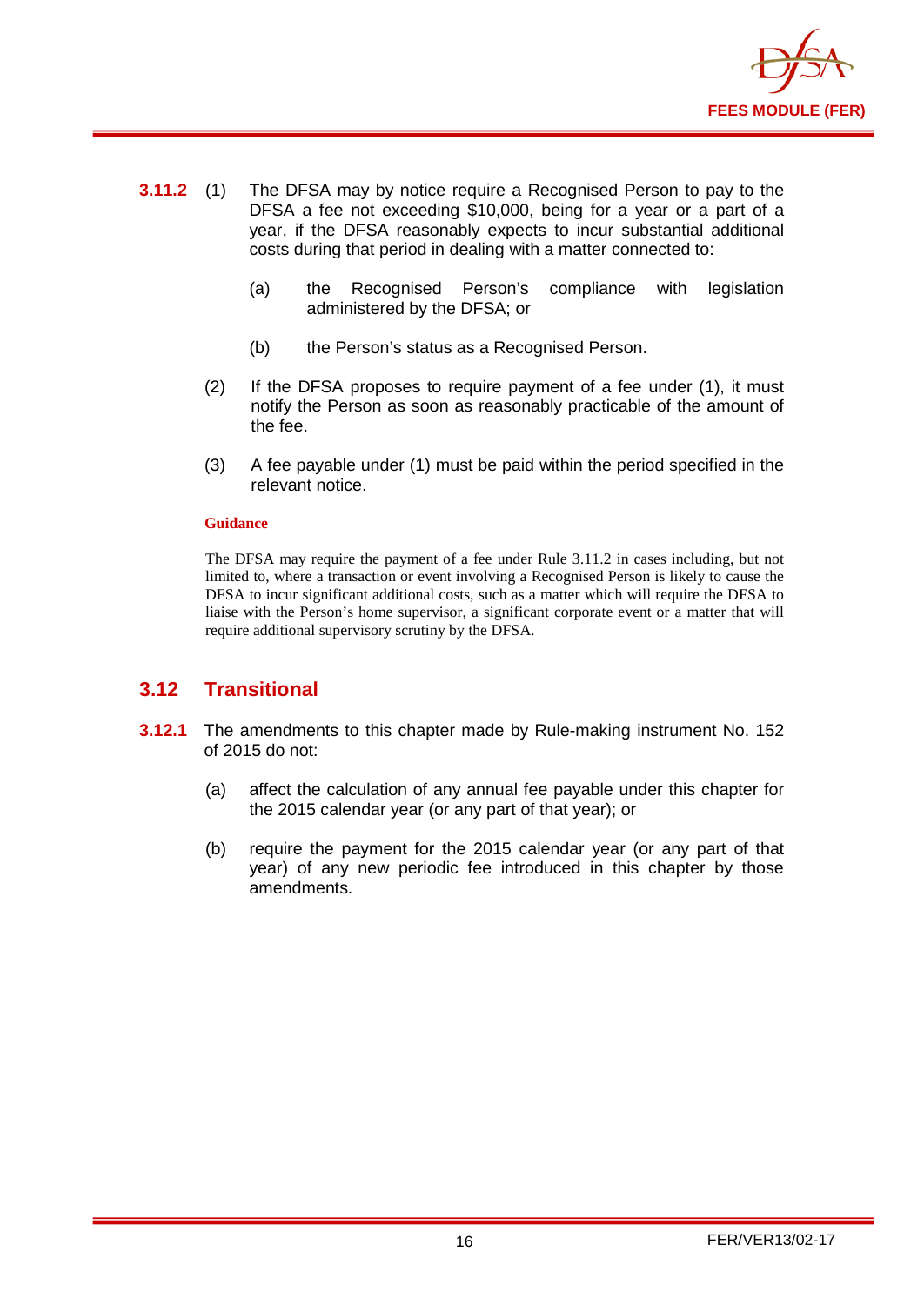**3.11.2** (1) The DFSA may by notice require a Recognised Person to pay to the DFSA a fee not exceeding $10,000, being for a year or a part of a year, if the DFSA reasonably expects to incur substantial additional costs during that period in dealing with a matter connected to:

(a) the Recognised Person's compliance with legislation administered by the DFSA; or

(b) the Person's status as a Recognised Person.

(2) If the DFSA proposes to require payment of a fee under (1), it must notify the Person as soon as reasonably practicable of the amount of the fee.

(3) A fee payable under (1) must be paid within the period specified in the relevant notice.

**Guidance**

The DFSA may require the payment of a fee under Rule 3.11.2 in cases including, but not limited to, where a transaction or event involving a Recognised Person is likely to cause the DFSA to incur significant additional costs, such as a matter which will require the DFSA to liaise with the Person's home supervisor, a significant corporate event or a matter that will require additional supervisory scrutiny by the DFSA.

## 3.12 Transitional

**3.12.1** The amendments to this chapter made by Rule-making instrument No. 152 of 2015 do not:

(a) affect the calculation of any annual fee payable under this chapter for the 2015 calendar year (or any part of that year); or

(b) require the payment for the 2015 calendar year (or any part of that year) of any new periodic fee introduced in this chapter by those amendments.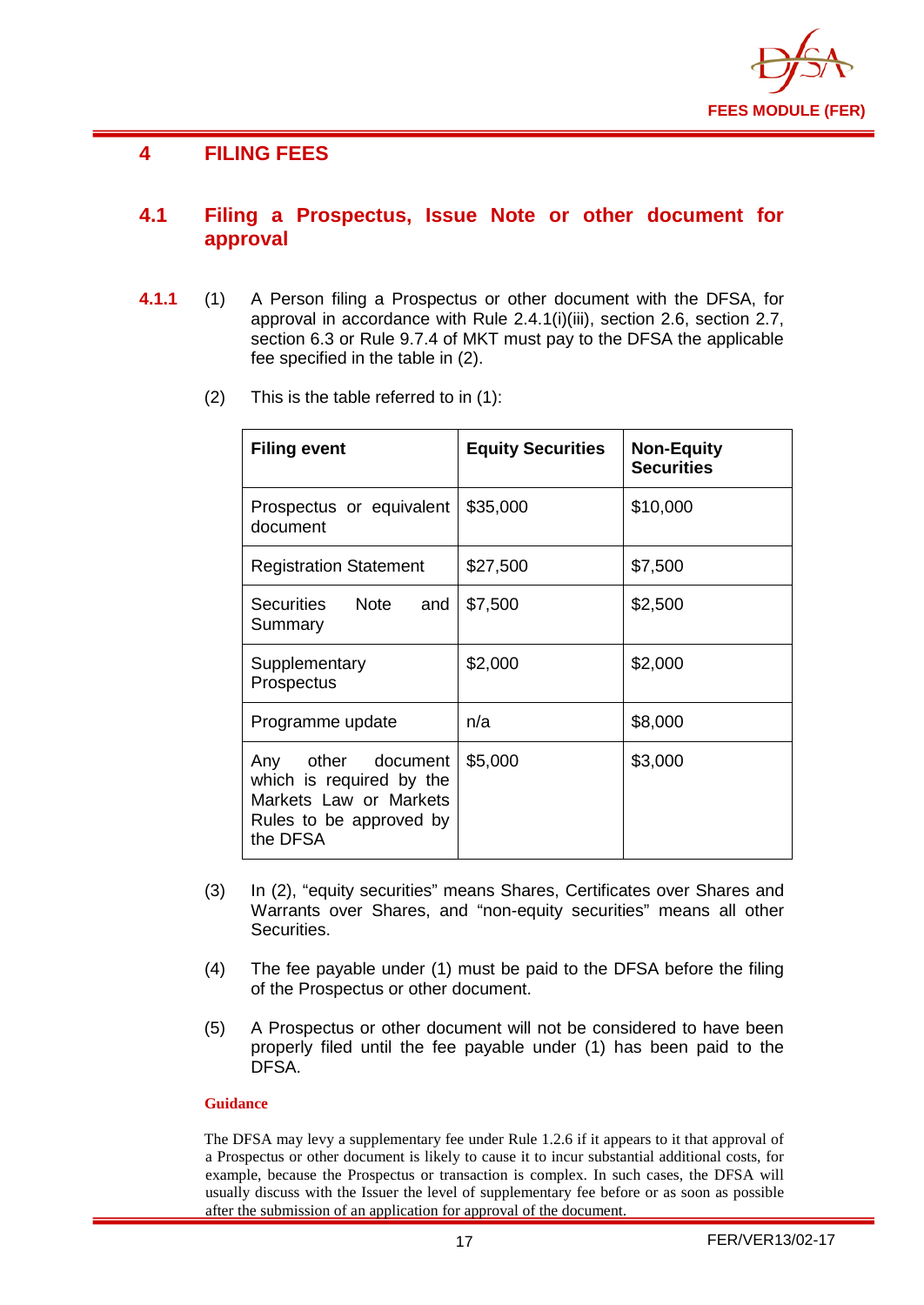# 4 FILING FEES

## 4.1 Filing a Prospectus, Issue Note or other document for approval

**4.1.1** (1) A Person filing a Prospectus or other document with the DFSA, for approval in accordance with Rule 2.4.1(i)(iii), section 2.6, section 2.7, section 6.3 or Rule 9.7.4 of MKT must pay to the DFSA the applicable fee specified in the table in (2).

(2) This is the table referred to in (1):

| Filing event | Equity Securities | Non-Equity Securities |
|---|---|---|
| Prospectus or equivalent document | $35,000 | $10,000 |
| Registration Statement | $27,500 | $7,500 |
| Securities Note and Summary | $7,500 | $2,500 |
| Supplementary Prospectus | $2,000 | $2,000 |
| Programme update | n/a | $8,000 |
| Any other document which is required by the Markets Law or Markets Rules to be approved by the DFSA | $5,000 | $3,000 |

(3) In (2), "equity securities" means Shares, Certificates over Shares and Warrants over Shares, and "non-equity securities" means all other Securities.

(4) The fee payable under (1) must be paid to the DFSA before the filing of the Prospectus or other document.

(5) A Prospectus or other document will not be considered to have been properly filed until the fee payable under (1) has been paid to the DFSA.

**Guidance**

The DFSA may levy a supplementary fee under Rule 1.2.6 if it appears to it that approval of a Prospectus or other document is likely to cause it to incur substantial additional costs, for example, because the Prospectus or transaction is complex. In such cases, the DFSA will usually discuss with the Issuer the level of supplementary fee before or as soon as possible after the submission of an application for approval of the document.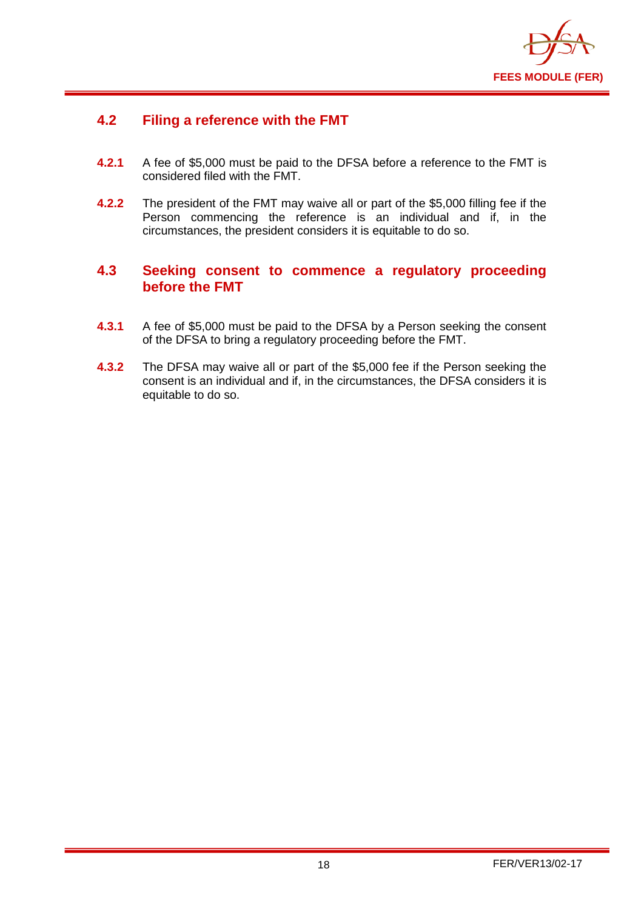## 4.2 Filing a reference with the FMT

**4.2.1** A fee of $5,000 must be paid to the DFSA before a reference to the FMT is considered filed with the FMT.

**4.2.2** The president of the FMT may waive all or part of the $5,000 filling fee if the Person commencing the reference is an individual and if, in the circumstances, the president considers it is equitable to do so.

## 4.3 Seeking consent to commence a regulatory proceeding before the FMT

**4.3.1** A fee of $5,000 must be paid to the DFSA by a Person seeking the consent of the DFSA to bring a regulatory proceeding before the FMT.

**4.3.2** The DFSA may waive all or part of the $5,000 fee if the Person seeking the consent is an individual and if, in the circumstances, the DFSA considers it is equitable to do so.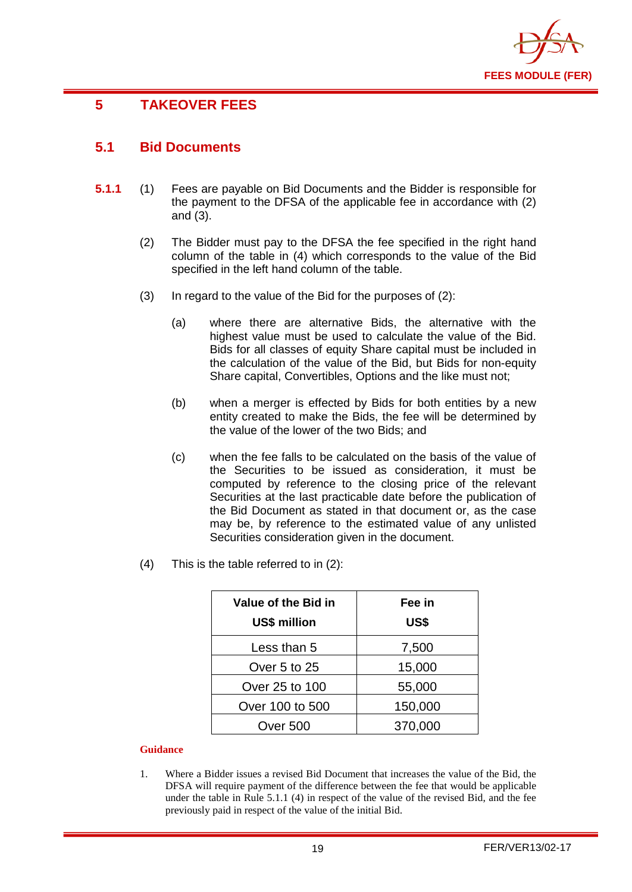# 5 TAKEOVER FEES

## 5.1 Bid Documents

**5.1.1** (1) Fees are payable on Bid Documents and the Bidder is responsible for the payment to the DFSA of the applicable fee in accordance with (2) and (3).

(2) The Bidder must pay to the DFSA the fee specified in the right hand column of the table in (4) which corresponds to the value of the Bid specified in the left hand column of the table.

(3) In regard to the value of the Bid for the purposes of (2):

(a) where there are alternative Bids, the alternative with the highest value must be used to calculate the value of the Bid. Bids for all classes of equity Share capital must be included in the calculation of the value of the Bid, but Bids for non-equity Share capital, Convertibles, Options and the like must not;

(b) when a merger is effected by Bids for both entities by a new entity created to make the Bids, the fee will be determined by the value of the lower of the two Bids; and

(c) when the fee falls to be calculated on the basis of the value of the Securities to be issued as consideration, it must be computed by reference to the closing price of the relevant Securities at the last practicable date before the publication of the Bid Document as stated in that document or, as the case may be, by reference to the estimated value of any unlisted Securities consideration given in the document.

(4) This is the table referred to in (2):

| Value of the Bid in US$ million | Fee in US$ |
|---|---|
| Less than 5 | 7,500 |
| Over 5 to 25 | 15,000 |
| Over 25 to 100 | 55,000 |
| Over 100 to 500 | 150,000 |
| Over 500 | 370,000 |

**Guidance**

1. Where a Bidder issues a revised Bid Document that increases the value of the Bid, the DFSA will require payment of the difference between the fee that would be applicable under the table in Rule 5.1.1 (4) in respect of the value of the revised Bid, and the fee previously paid in respect of the value of the initial Bid.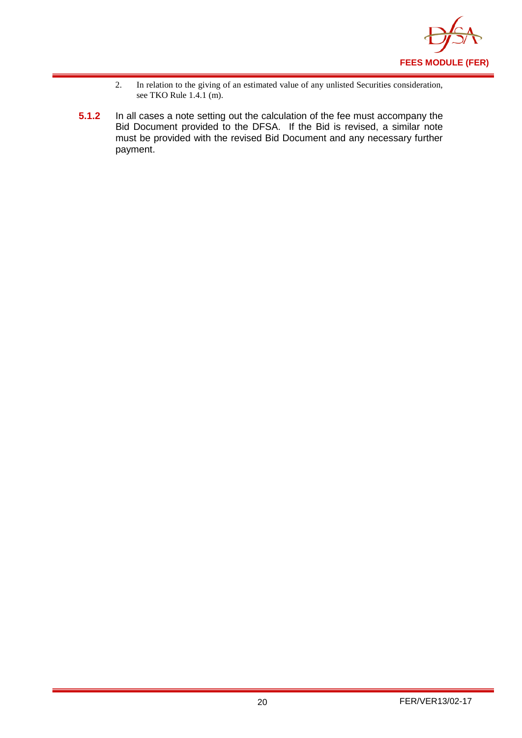2. In relation to the giving of an estimated value of any unlisted Securities consideration, see TKO Rule 1.4.1 (m).

**5.1.2** In all cases a note setting out the calculation of the fee must accompany the Bid Document provided to the DFSA. If the Bid is revised, a similar note must be provided with the revised Bid Document and any necessary further payment.